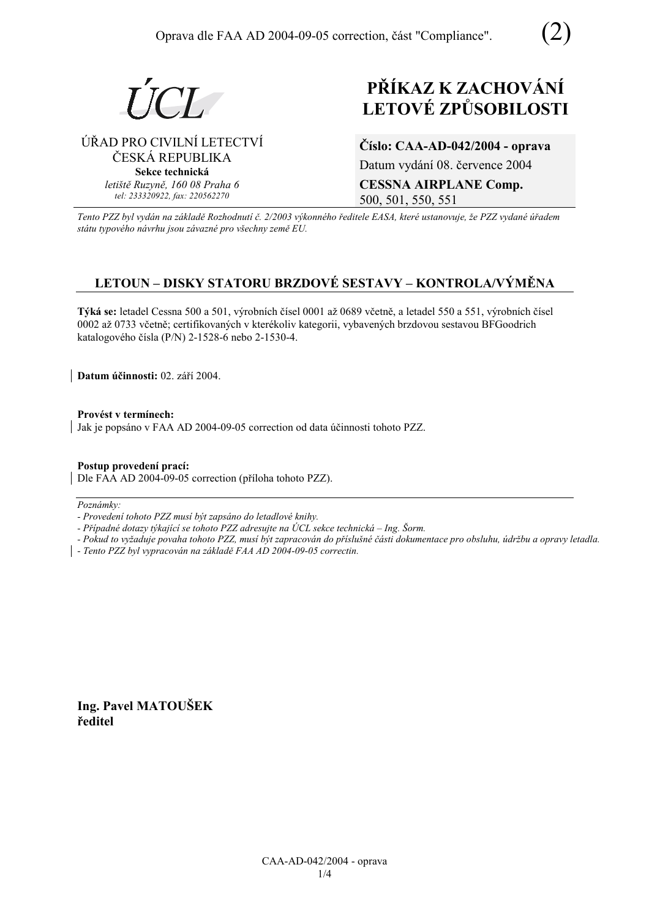Oprava dle FAA AD 2004-09-05 correction, část "Compliance". (2)

ÚCL

ÚŘAD PRO CIVILNÍ LETECTVÍ
ČESKÁ REPUBLIKA
**Sekce technická**
*letiště Ruzyně, 160 08 Praha 6*
*tel: 233320922, fax: 220562270*

# PŘÍKAZ K ZACHOVÁNÍ LETOVÉ ZPŮSOBILOSTI

**Číslo: CAA-AD-042/2004 - oprava**
Datum vydání 08. července 2004
**CESSNA AIRPLANE Comp.**
500, 501, 550, 551

*Tento PZZ byl vydán na základě Rozhodnutí č. 2/2003 výkonného ředitele EASA, které ustanovuje, že PZZ vydané úřadem státu typového návrhu jsou závazné pro všechny země EU.*

## LETOUN – DISKY STATORU BRZDOVÉ SESTAVY – KONTROLA/VÝMĚNA

**Týká se:** letadel Cessna 500 a 501, výrobních čísel 0001 až 0689 včetně, a letadel 550 a 551, výrobních čísel 0002 až 0733 včetně; certifikovaných v kterékoliv kategorii, vybavených brzdovou sestavou BFGoodrich katalogového čísla (P/N) 2-1528-6 nebo 2-1530-4.

**Datum účinnosti:** 02. září 2004.

**Provést v termínech:**
Jak je popsáno v FAA AD 2004-09-05 correction od data účinnosti tohoto PZZ.

**Postup provedení prací:**
Dle FAA AD 2004-09-05 correction (příloha tohoto PZZ).

*Poznámky:*
- *Provedení tohoto PZZ musí být zapsáno do letadlové knihy.*
- *Případné dotazy týkající se tohoto PZZ adresujte na ÚCL sekce technická – Ing. Šorm.*
- *Pokud to vyžaduje povaha tohoto PZZ, musí být zapracován do příslušné části dokumentace pro obsluhu, údržbu a opravy letadla.*
- *Tento PZZ byl vypracován na základě FAA AD 2004-09-05 correctin.*

**Ing. Pavel MATOUŠEK**
**ředitel**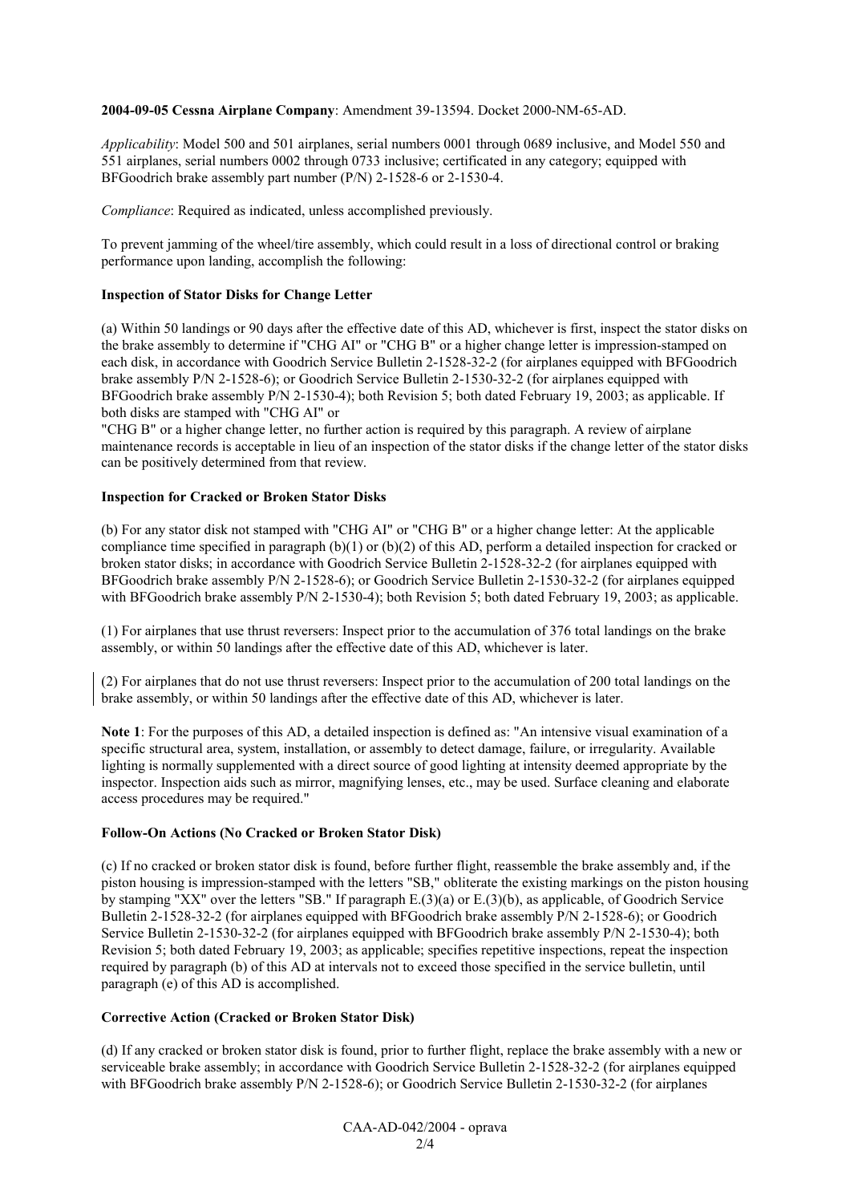**2004-09-05 Cessna Airplane Company**: Amendment 39-13594. Docket 2000-NM-65-AD.

*Applicability*: Model 500 and 501 airplanes, serial numbers 0001 through 0689 inclusive, and Model 550 and 551 airplanes, serial numbers 0002 through 0733 inclusive; certificated in any category; equipped with BFGoodrich brake assembly part number (P/N) 2-1528-6 or 2-1530-4.

*Compliance*: Required as indicated, unless accomplished previously.

To prevent jamming of the wheel/tire assembly, which could result in a loss of directional control or braking performance upon landing, accomplish the following:

**Inspection of Stator Disks for Change Letter**

(a) Within 50 landings or 90 days after the effective date of this AD, whichever is first, inspect the stator disks on the brake assembly to determine if "CHG AI" or "CHG B" or a higher change letter is impression-stamped on each disk, in accordance with Goodrich Service Bulletin 2-1528-32-2 (for airplanes equipped with BFGoodrich brake assembly P/N 2-1528-6); or Goodrich Service Bulletin 2-1530-32-2 (for airplanes equipped with BFGoodrich brake assembly P/N 2-1530-4); both Revision 5; both dated February 19, 2003; as applicable. If both disks are stamped with "CHG AI" or "CHG B" or a higher change letter, no further action is required by this paragraph. A review of airplane maintenance records is acceptable in lieu of an inspection of the stator disks if the change letter of the stator disks can be positively determined from that review.

**Inspection for Cracked or Broken Stator Disks**

(b) For any stator disk not stamped with "CHG AI" or "CHG B" or a higher change letter: At the applicable compliance time specified in paragraph (b)(1) or (b)(2) of this AD, perform a detailed inspection for cracked or broken stator disks; in accordance with Goodrich Service Bulletin 2-1528-32-2 (for airplanes equipped with BFGoodrich brake assembly P/N 2-1528-6); or Goodrich Service Bulletin 2-1530-32-2 (for airplanes equipped with BFGoodrich brake assembly P/N 2-1530-4); both Revision 5; both dated February 19, 2003; as applicable.

(1) For airplanes that use thrust reversers: Inspect prior to the accumulation of 376 total landings on the brake assembly, or within 50 landings after the effective date of this AD, whichever is later.

(2) For airplanes that do not use thrust reversers: Inspect prior to the accumulation of 200 total landings on the brake assembly, or within 50 landings after the effective date of this AD, whichever is later.

**Note 1**: For the purposes of this AD, a detailed inspection is defined as: "An intensive visual examination of a specific structural area, system, installation, or assembly to detect damage, failure, or irregularity. Available lighting is normally supplemented with a direct source of good lighting at intensity deemed appropriate by the inspector. Inspection aids such as mirror, magnifying lenses, etc., may be used. Surface cleaning and elaborate access procedures may be required."

**Follow-On Actions (No Cracked or Broken Stator Disk)**

(c) If no cracked or broken stator disk is found, before further flight, reassemble the brake assembly and, if the piston housing is impression-stamped with the letters "SB," obliterate the existing markings on the piston housing by stamping "XX" over the letters "SB." If paragraph E.(3)(a) or E.(3)(b), as applicable, of Goodrich Service Bulletin 2-1528-32-2 (for airplanes equipped with BFGoodrich brake assembly P/N 2-1528-6); or Goodrich Service Bulletin 2-1530-32-2 (for airplanes equipped with BFGoodrich brake assembly P/N 2-1530-4); both Revision 5; both dated February 19, 2003; as applicable; specifies repetitive inspections, repeat the inspection required by paragraph (b) of this AD at intervals not to exceed those specified in the service bulletin, until paragraph (e) of this AD is accomplished.

**Corrective Action (Cracked or Broken Stator Disk)**

(d) If any cracked or broken stator disk is found, prior to further flight, replace the brake assembly with a new or serviceable brake assembly; in accordance with Goodrich Service Bulletin 2-1528-32-2 (for airplanes equipped with BFGoodrich brake assembly P/N 2-1528-6); or Goodrich Service Bulletin 2-1530-32-2 (for airplanes

CAA-AD-042/2004 - oprava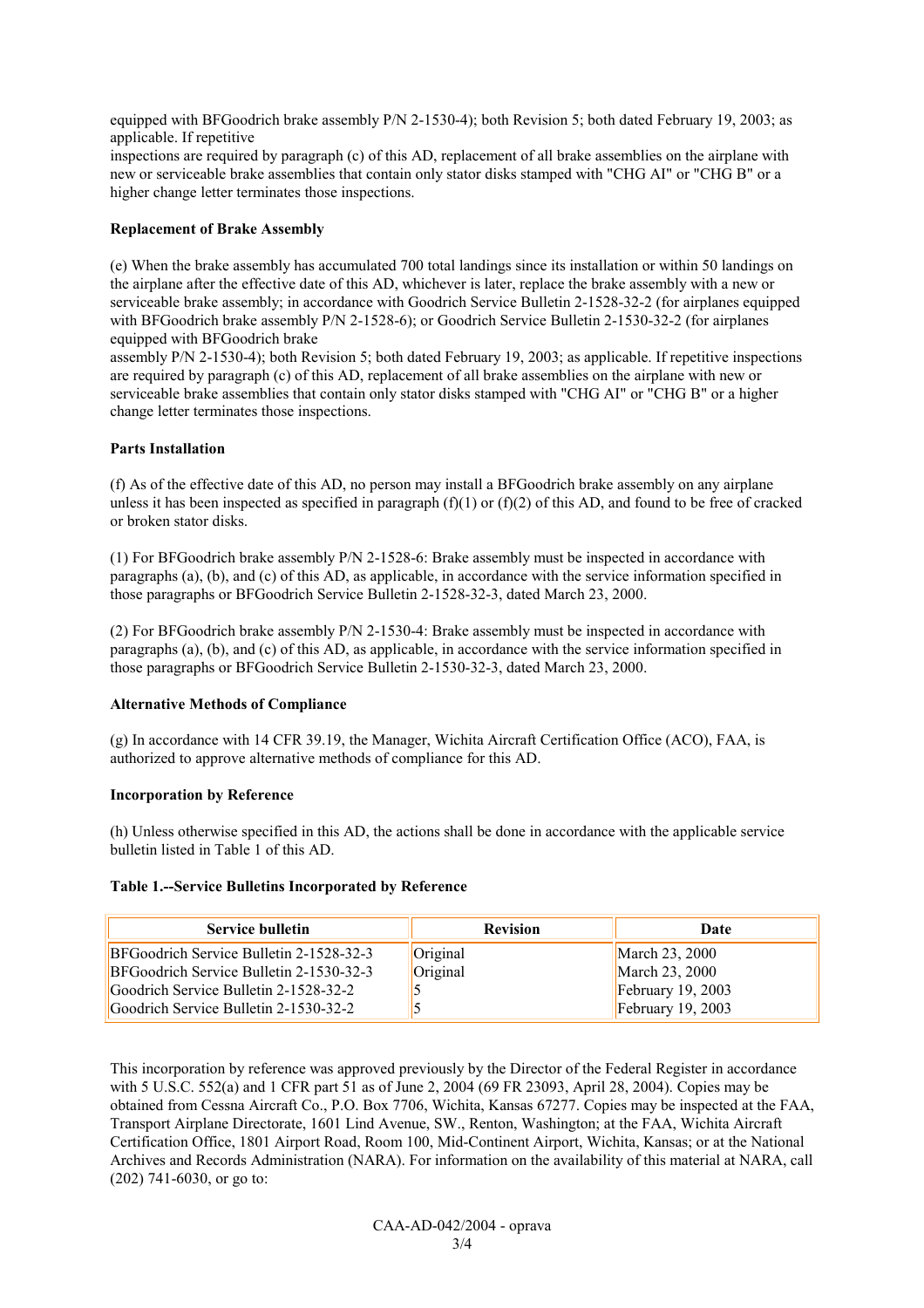equipped with BFGoodrich brake assembly P/N 2-1530-4); both Revision 5; both dated February 19, 2003; as applicable. If repetitive
inspections are required by paragraph (c) of this AD, replacement of all brake assemblies on the airplane with new or serviceable brake assemblies that contain only stator disks stamped with "CHG AI" or "CHG B" or a higher change letter terminates those inspections.

**Replacement of Brake Assembly**

(e) When the brake assembly has accumulated 700 total landings since its installation or within 50 landings on the airplane after the effective date of this AD, whichever is later, replace the brake assembly with a new or serviceable brake assembly; in accordance with Goodrich Service Bulletin 2-1528-32-2 (for airplanes equipped with BFGoodrich brake assembly P/N 2-1528-6); or Goodrich Service Bulletin 2-1530-32-2 (for airplanes equipped with BFGoodrich brake
assembly P/N 2-1530-4); both Revision 5; both dated February 19, 2003; as applicable. If repetitive inspections are required by paragraph (c) of this AD, replacement of all brake assemblies on the airplane with new or serviceable brake assemblies that contain only stator disks stamped with "CHG AI" or "CHG B" or a higher change letter terminates those inspections.

**Parts Installation**

(f) As of the effective date of this AD, no person may install a BFGoodrich brake assembly on any airplane unless it has been inspected as specified in paragraph (f)(1) or (f)(2) of this AD, and found to be free of cracked or broken stator disks.

(1) For BFGoodrich brake assembly P/N 2-1528-6: Brake assembly must be inspected in accordance with paragraphs (a), (b), and (c) of this AD, as applicable, in accordance with the service information specified in those paragraphs or BFGoodrich Service Bulletin 2-1528-32-3, dated March 23, 2000.

(2) For BFGoodrich brake assembly P/N 2-1530-4: Brake assembly must be inspected in accordance with paragraphs (a), (b), and (c) of this AD, as applicable, in accordance with the service information specified in those paragraphs or BFGoodrich Service Bulletin 2-1530-32-3, dated March 23, 2000.

**Alternative Methods of Compliance**

(g) In accordance with 14 CFR 39.19, the Manager, Wichita Aircraft Certification Office (ACO), FAA, is authorized to approve alternative methods of compliance for this AD.

**Incorporation by Reference**

(h) Unless otherwise specified in this AD, the actions shall be done in accordance with the applicable service bulletin listed in Table 1 of this AD.

**Table 1.--Service Bulletins Incorporated by Reference**

| Service bulletin | Revision | Date |
|---|---|---|
| BFGoodrich Service Bulletin 2-1528-32-3 | Original | March 23, 2000 |
| BFGoodrich Service Bulletin 2-1530-32-3 | Original | March 23, 2000 |
| Goodrich Service Bulletin 2-1528-32-2 | 5 | February 19, 2003 |
| Goodrich Service Bulletin 2-1530-32-2 | 5 | February 19, 2003 |

This incorporation by reference was approved previously by the Director of the Federal Register in accordance with 5 U.S.C. 552(a) and 1 CFR part 51 as of June 2, 2004 (69 FR 23093, April 28, 2004). Copies may be obtained from Cessna Aircraft Co., P.O. Box 7706, Wichita, Kansas 67277. Copies may be inspected at the FAA, Transport Airplane Directorate, 1601 Lind Avenue, SW., Renton, Washington; at the FAA, Wichita Aircraft Certification Office, 1801 Airport Road, Room 100, Mid-Continent Airport, Wichita, Kansas; or at the National Archives and Records Administration (NARA). For information on the availability of this material at NARA, call (202) 741-6030, or go to: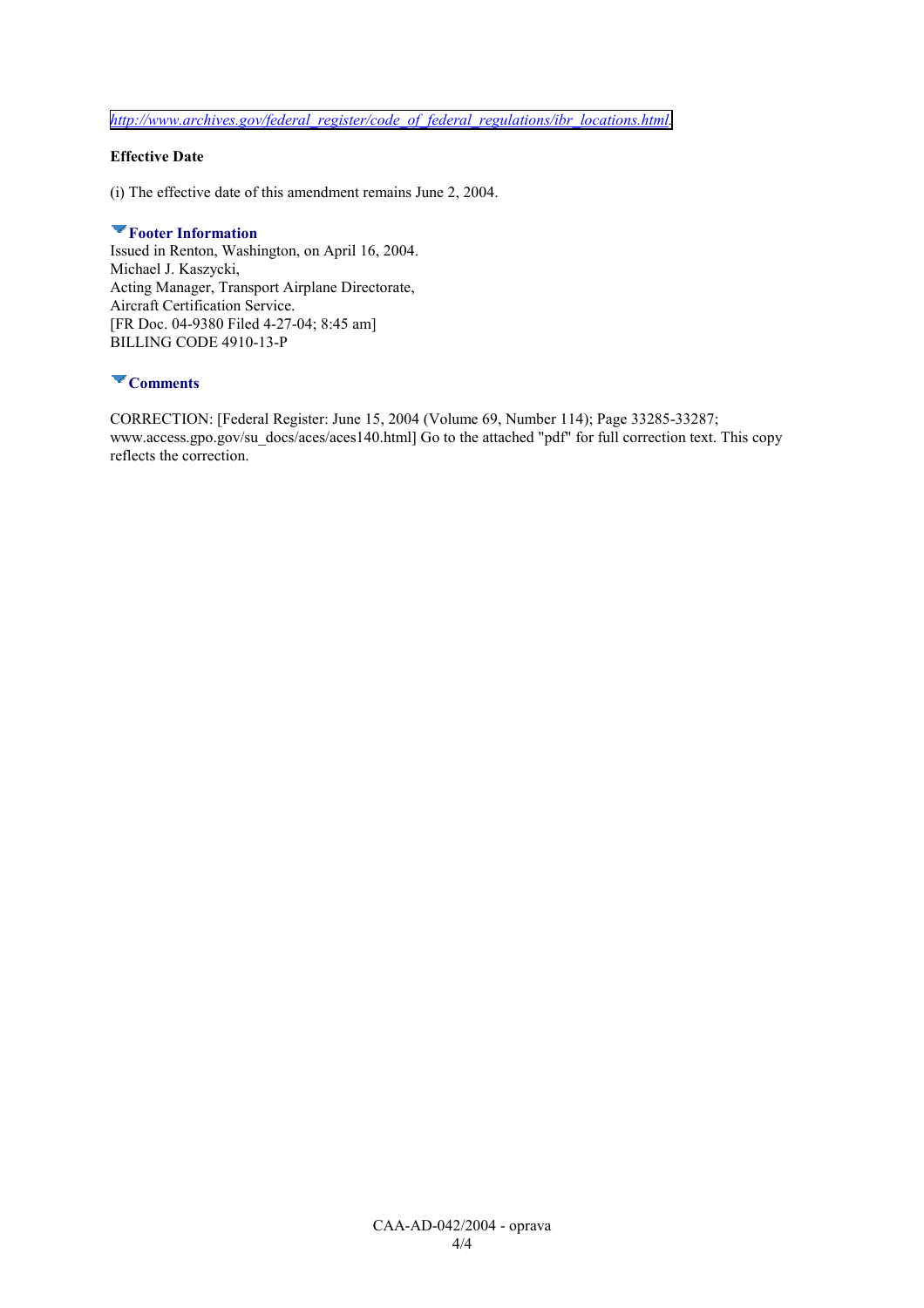http://www.archives.gov/federal_register/code_of_federal_regulations/ibr_locations.html.

**Effective Date**

(i) The effective date of this amendment remains June 2, 2004.

### Footer Information

Issued in Renton, Washington, on April 16, 2004.
Michael J. Kaszycki,
Acting Manager, Transport Airplane Directorate,
Aircraft Certification Service.
[FR Doc. 04-9380 Filed 4-27-04; 8:45 am]
BILLING CODE 4910-13-P

### Comments

CORRECTION: [Federal Register: June 15, 2004 (Volume 69, Number 114); Page 33285-33287; www.access.gpo.gov/su_docs/aces/aces140.html] Go to the attached "pdf" for full correction text. This copy reflects the correction.